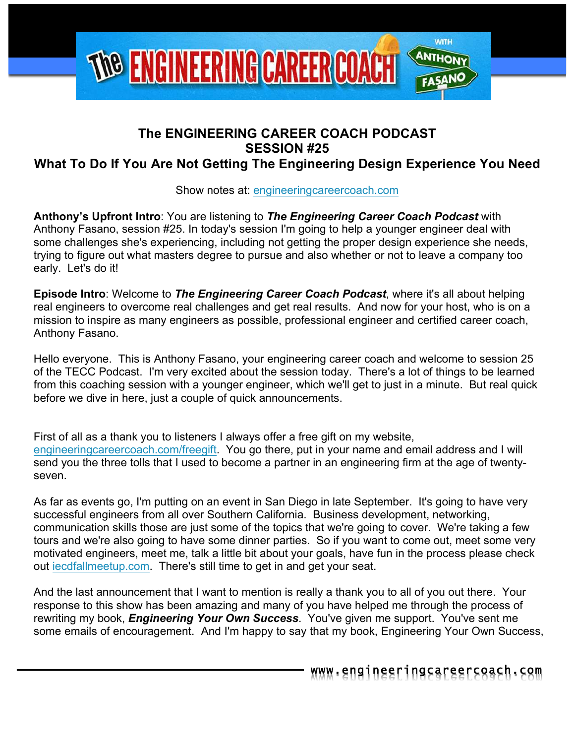# The ENGINEERING CAREER COACH PODCAST
## SESSION #25
## What To Do If You Are Not Getting The Engineering Design Experience You Need

Show notes at: engineeringcareercoach.com

**Anthony's Upfront Intro**: You are listening to ***The Engineering Career Coach Podcast*** with Anthony Fasano, session #25. In today's session I'm going to help a younger engineer deal with some challenges she's experiencing, including not getting the proper design experience she needs, trying to figure out what masters degree to pursue and also whether or not to leave a company too early. Let's do it!

**Episode Intro**: Welcome to ***The Engineering Career Coach Podcast***, where it's all about helping real engineers to overcome real challenges and get real results. And now for your host, who is on a mission to inspire as many engineers as possible, professional engineer and certified career coach, Anthony Fasano.

Hello everyone. This is Anthony Fasano, your engineering career coach and welcome to session 25 of the TECC Podcast. I'm very excited about the session today. There's a lot of things to be learned from this coaching session with a younger engineer, which we'll get to just in a minute. But real quick before we dive in here, just a couple of quick announcements.

First of all as a thank you to listeners I always offer a free gift on my website, engineeringcareercoach.com/freegift. You go there, put in your name and email address and I will send you the three tolls that I used to become a partner in an engineering firm at the age of twenty-seven.

As far as events go, I'm putting on an event in San Diego in late September. It's going to have very successful engineers from all over Southern California. Business development, networking, communication skills those are just some of the topics that we're going to cover. We're taking a few tours and we're also going to have some dinner parties. So if you want to come out, meet some very motivated engineers, meet me, talk a little bit about your goals, have fun in the process please check out iecdfallmeetup.com. There's still time to get in and get your seat.

And the last announcement that I want to mention is really a thank you to all of you out there. Your response to this show has been amazing and many of you have helped me through the process of rewriting my book, ***Engineering Your Own Success***. You've given me support. You've sent me some emails of encouragement. And I'm happy to say that my book, Engineering Your Own Success,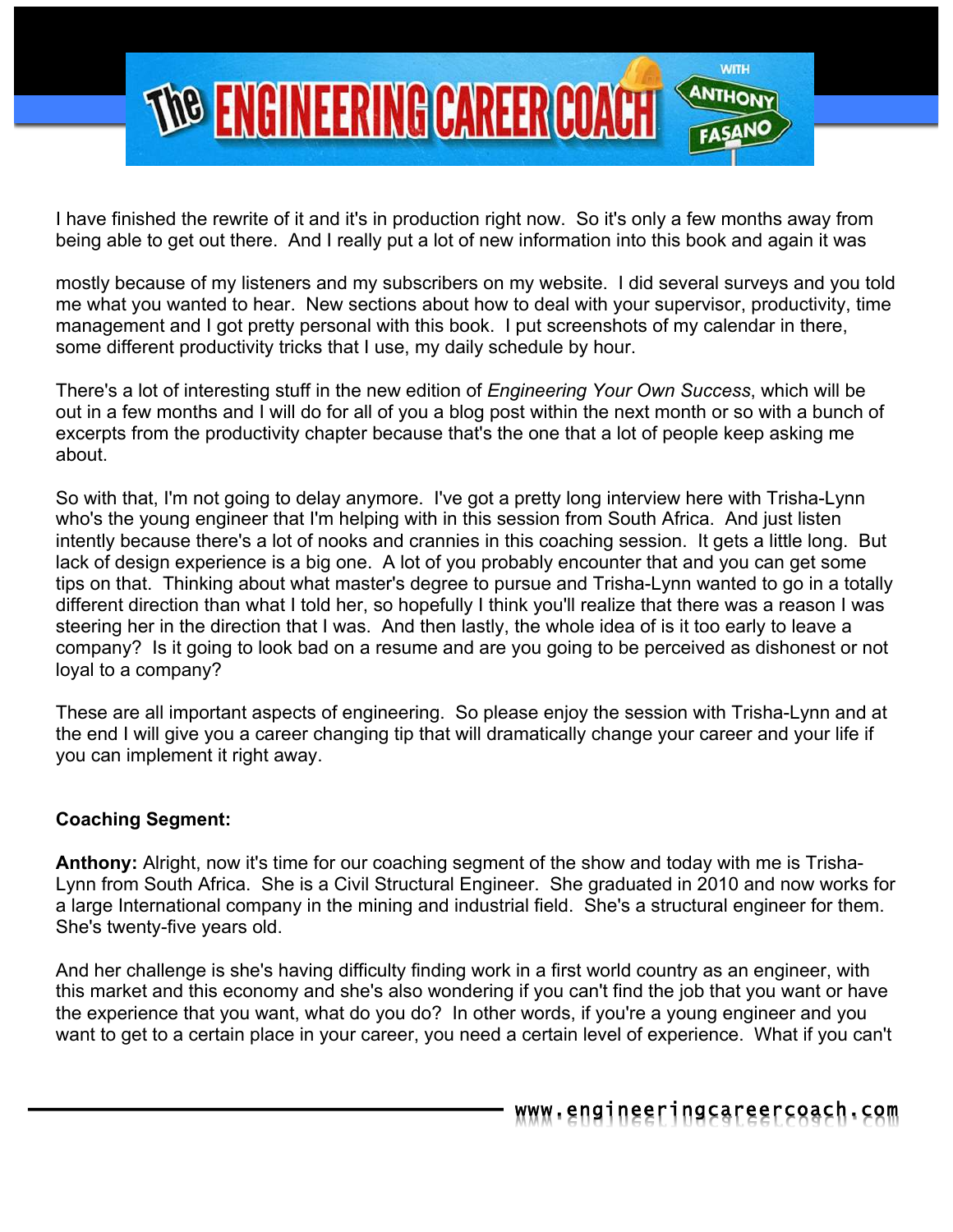I have finished the rewrite of it and it's in production right now. So it's only a few months away from being able to get out there. And I really put a lot of new information into this book and again it was

mostly because of my listeners and my subscribers on my website. I did several surveys and you told me what you wanted to hear. New sections about how to deal with your supervisor, productivity, time management and I got pretty personal with this book. I put screenshots of my calendar in there, some different productivity tricks that I use, my daily schedule by hour.

There's a lot of interesting stuff in the new edition of *Engineering Your Own Success*, which will be out in a few months and I will do for all of you a blog post within the next month or so with a bunch of excerpts from the productivity chapter because that's the one that a lot of people keep asking me about.

So with that, I'm not going to delay anymore. I've got a pretty long interview here with Trisha-Lynn who's the young engineer that I'm helping with in this session from South Africa. And just listen intently because there's a lot of nooks and crannies in this coaching session. It gets a little long. But lack of design experience is a big one. A lot of you probably encounter that and you can get some tips on that. Thinking about what master's degree to pursue and Trisha-Lynn wanted to go in a totally different direction than what I told her, so hopefully I think you'll realize that there was a reason I was steering her in the direction that I was. And then lastly, the whole idea of is it too early to leave a company? Is it going to look bad on a resume and are you going to be perceived as dishonest or not loyal to a company?

These are all important aspects of engineering. So please enjoy the session with Trisha-Lynn and at the end I will give you a career changing tip that will dramatically change your career and your life if you can implement it right away.

**Coaching Segment:**

**Anthony:** Alright, now it's time for our coaching segment of the show and today with me is Trisha-Lynn from South Africa. She is a Civil Structural Engineer. She graduated in 2010 and now works for a large International company in the mining and industrial field. She's a structural engineer for them. She's twenty-five years old.

And her challenge is she's having difficulty finding work in a first world country as an engineer, with this market and this economy and she's also wondering if you can't find the job that you want or have the experience that you want, what do you do? In other words, if you're a young engineer and you want to get to a certain place in your career, you need a certain level of experience. What if you can't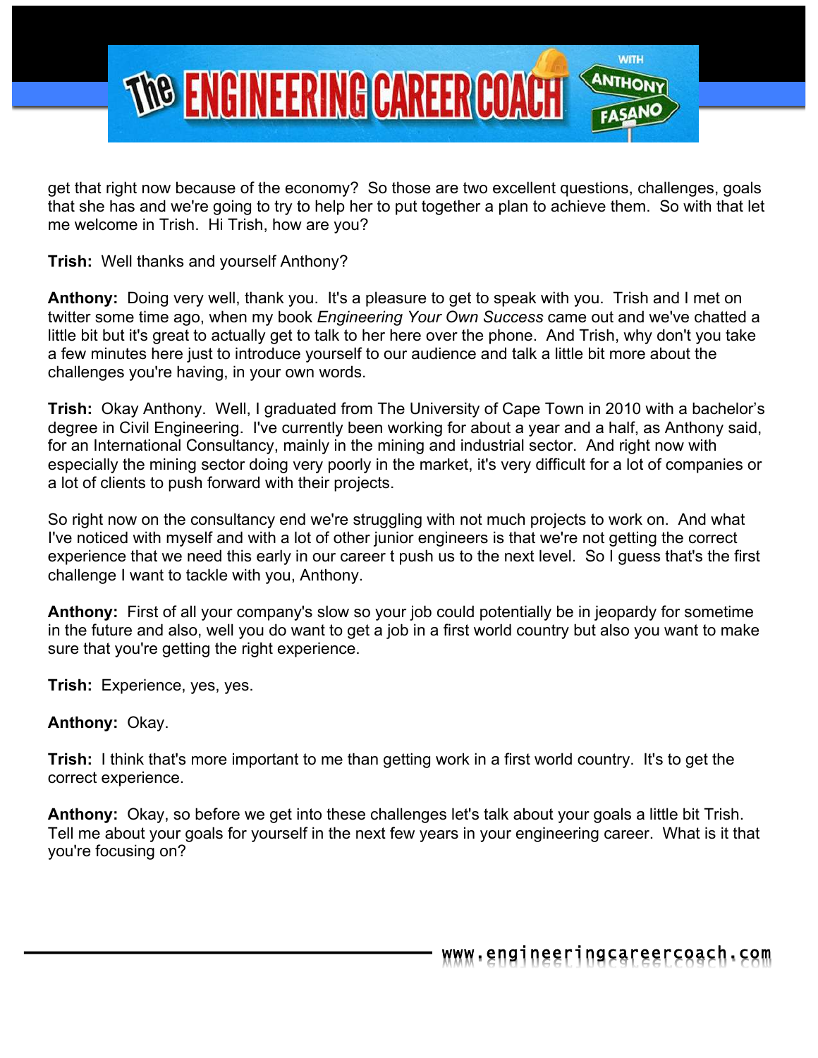get that right now because of the economy? So those are two excellent questions, challenges, goals that she has and we're going to try to help her to put together a plan to achieve them. So with that let me welcome in Trish. Hi Trish, how are you?

**Trish:** Well thanks and yourself Anthony?

**Anthony:** Doing very well, thank you. It's a pleasure to get to speak with you. Trish and I met on twitter some time ago, when my book *Engineering Your Own Success* came out and we've chatted a little bit but it's great to actually get to talk to her here over the phone. And Trish, why don't you take a few minutes here just to introduce yourself to our audience and talk a little bit more about the challenges you're having, in your own words.

**Trish:** Okay Anthony. Well, I graduated from The University of Cape Town in 2010 with a bachelor's degree in Civil Engineering. I've currently been working for about a year and a half, as Anthony said, for an International Consultancy, mainly in the mining and industrial sector. And right now with especially the mining sector doing very poorly in the market, it's very difficult for a lot of companies or a lot of clients to push forward with their projects.

So right now on the consultancy end we're struggling with not much projects to work on. And what I've noticed with myself and with a lot of other junior engineers is that we're not getting the correct experience that we need this early in our career t push us to the next level. So I guess that's the first challenge I want to tackle with you, Anthony.

**Anthony:** First of all your company's slow so your job could potentially be in jeopardy for sometime in the future and also, well you do want to get a job in a first world country but also you want to make sure that you're getting the right experience.

**Trish:** Experience, yes, yes.

**Anthony:** Okay.

**Trish:** I think that's more important to me than getting work in a first world country. It's to get the correct experience.

**Anthony:** Okay, so before we get into these challenges let's talk about your goals a little bit Trish. Tell me about your goals for yourself in the next few years in your engineering career. What is it that you're focusing on?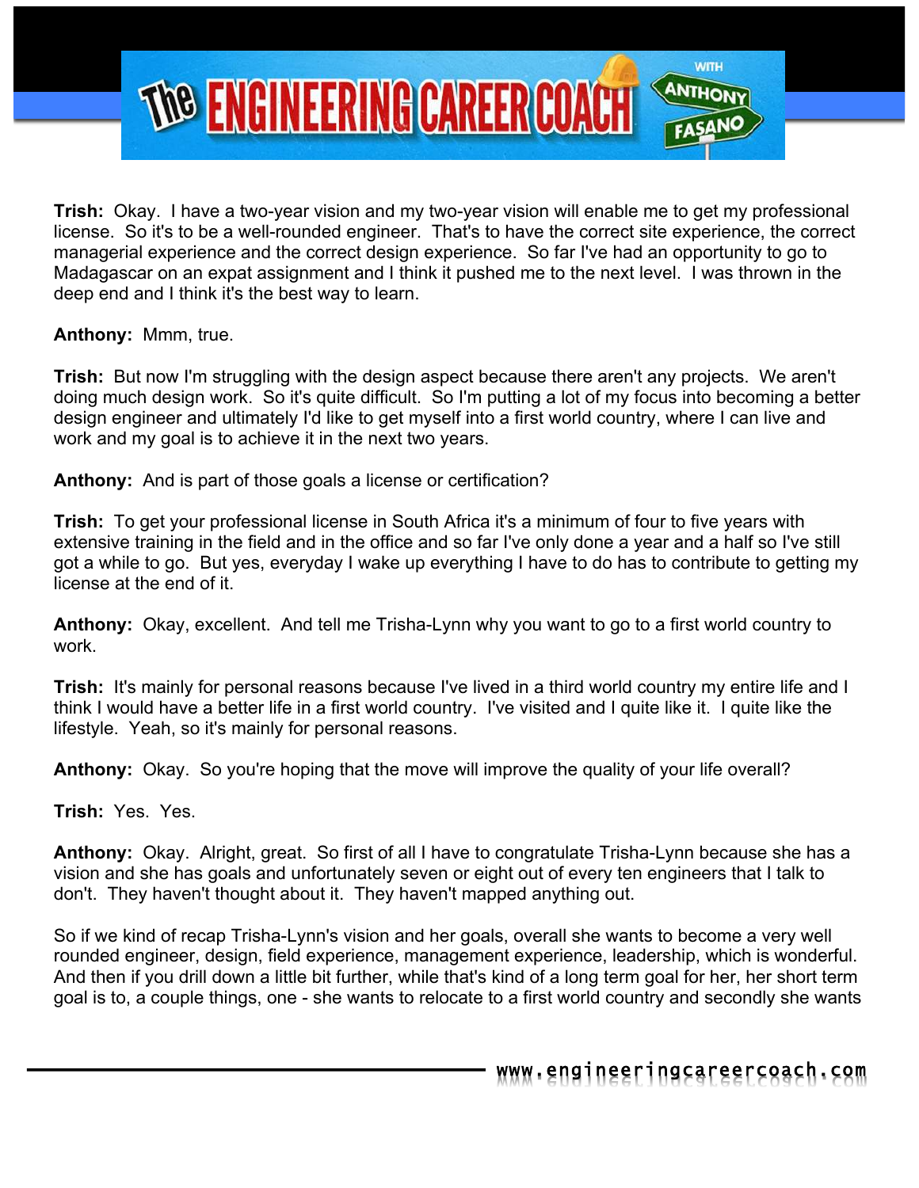**Trish:** Okay. I have a two-year vision and my two-year vision will enable me to get my professional license. So it's to be a well-rounded engineer. That's to have the correct site experience, the correct managerial experience and the correct design experience. So far I've had an opportunity to go to Madagascar on an expat assignment and I think it pushed me to the next level. I was thrown in the deep end and I think it's the best way to learn.

**Anthony:** Mmm, true.

**Trish:** But now I'm struggling with the design aspect because there aren't any projects. We aren't doing much design work. So it's quite difficult. So I'm putting a lot of my focus into becoming a better design engineer and ultimately I'd like to get myself into a first world country, where I can live and work and my goal is to achieve it in the next two years.

**Anthony:** And is part of those goals a license or certification?

**Trish:** To get your professional license in South Africa it's a minimum of four to five years with extensive training in the field and in the office and so far I've only done a year and a half so I've still got a while to go. But yes, everyday I wake up everything I have to do has to contribute to getting my license at the end of it.

**Anthony:** Okay, excellent. And tell me Trisha-Lynn why you want to go to a first world country to work.

**Trish:** It's mainly for personal reasons because I've lived in a third world country my entire life and I think I would have a better life in a first world country. I've visited and I quite like it. I quite like the lifestyle. Yeah, so it's mainly for personal reasons.

**Anthony:** Okay. So you're hoping that the move will improve the quality of your life overall?

**Trish:** Yes. Yes.

**Anthony:** Okay. Alright, great. So first of all I have to congratulate Trisha-Lynn because she has a vision and she has goals and unfortunately seven or eight out of every ten engineers that I talk to don't. They haven't thought about it. They haven't mapped anything out.

So if we kind of recap Trisha-Lynn's vision and her goals, overall she wants to become a very well rounded engineer, design, field experience, management experience, leadership, which is wonderful. And then if you drill down a little bit further, while that's kind of a long term goal for her, her short term goal is to, a couple things, one - she wants to relocate to a first world country and secondly she wants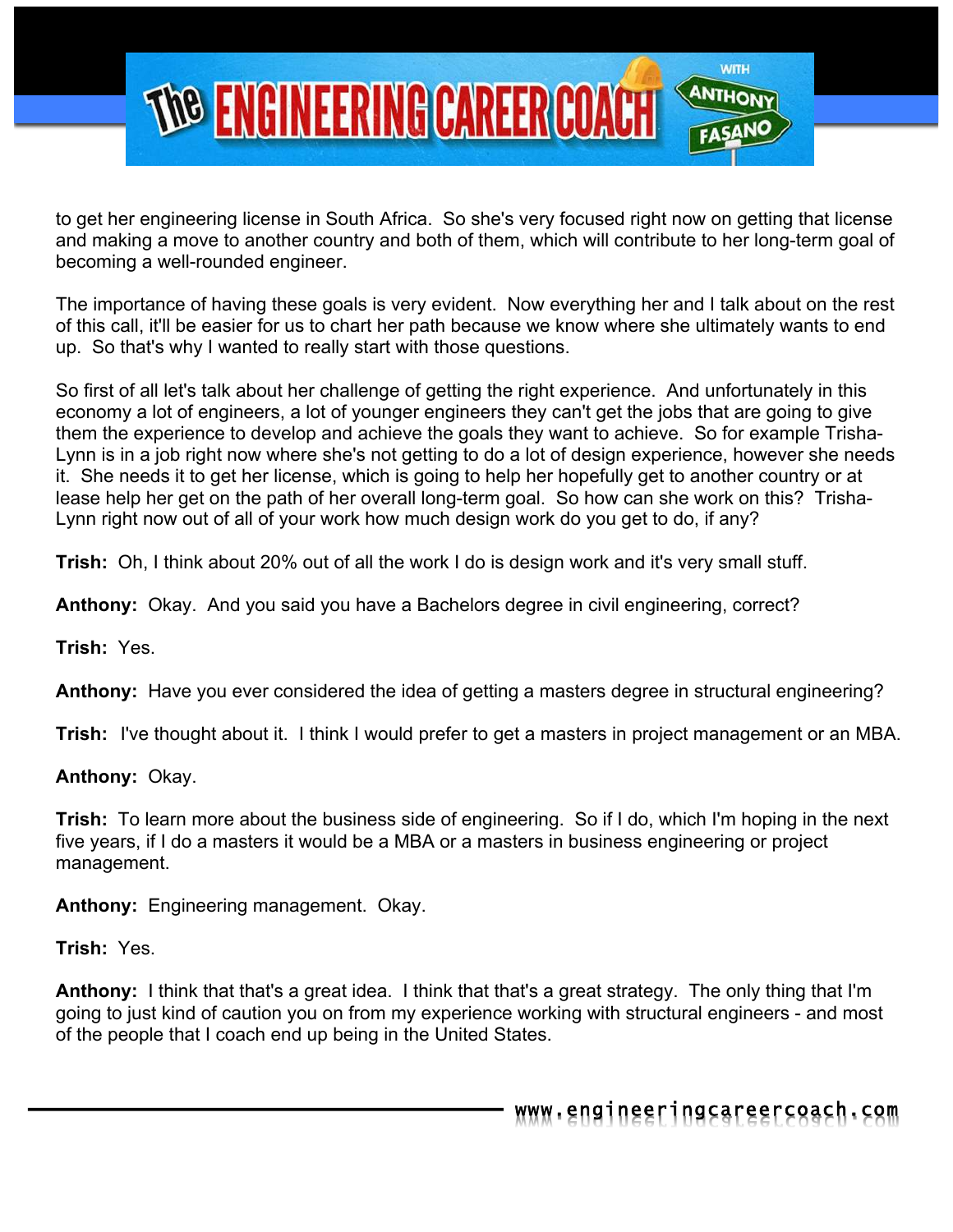to get her engineering license in South Africa. So she's very focused right now on getting that license and making a move to another country and both of them, which will contribute to her long-term goal of becoming a well-rounded engineer.

The importance of having these goals is very evident. Now everything her and I talk about on the rest of this call, it'll be easier for us to chart her path because we know where she ultimately wants to end up. So that's why I wanted to really start with those questions.

So first of all let's talk about her challenge of getting the right experience. And unfortunately in this economy a lot of engineers, a lot of younger engineers they can't get the jobs that are going to give them the experience to develop and achieve the goals they want to achieve. So for example Trisha-Lynn is in a job right now where she's not getting to do a lot of design experience, however she needs it. She needs it to get her license, which is going to help her hopefully get to another country or at lease help her get on the path of her overall long-term goal. So how can she work on this? Trisha-Lynn right now out of all of your work how much design work do you get to do, if any?

**Trish:** Oh, I think about 20% out of all the work I do is design work and it's very small stuff.

**Anthony:** Okay. And you said you have a Bachelors degree in civil engineering, correct?

**Trish:** Yes.

**Anthony:** Have you ever considered the idea of getting a masters degree in structural engineering?

**Trish:** I've thought about it. I think I would prefer to get a masters in project management or an MBA.

**Anthony:** Okay.

**Trish:** To learn more about the business side of engineering. So if I do, which I'm hoping in the next five years, if I do a masters it would be a MBA or a masters in business engineering or project management.

**Anthony:** Engineering management. Okay.

**Trish:** Yes.

**Anthony:** I think that that's a great idea. I think that that's a great strategy. The only thing that I'm going to just kind of caution you on from my experience working with structural engineers - and most of the people that I coach end up being in the United States.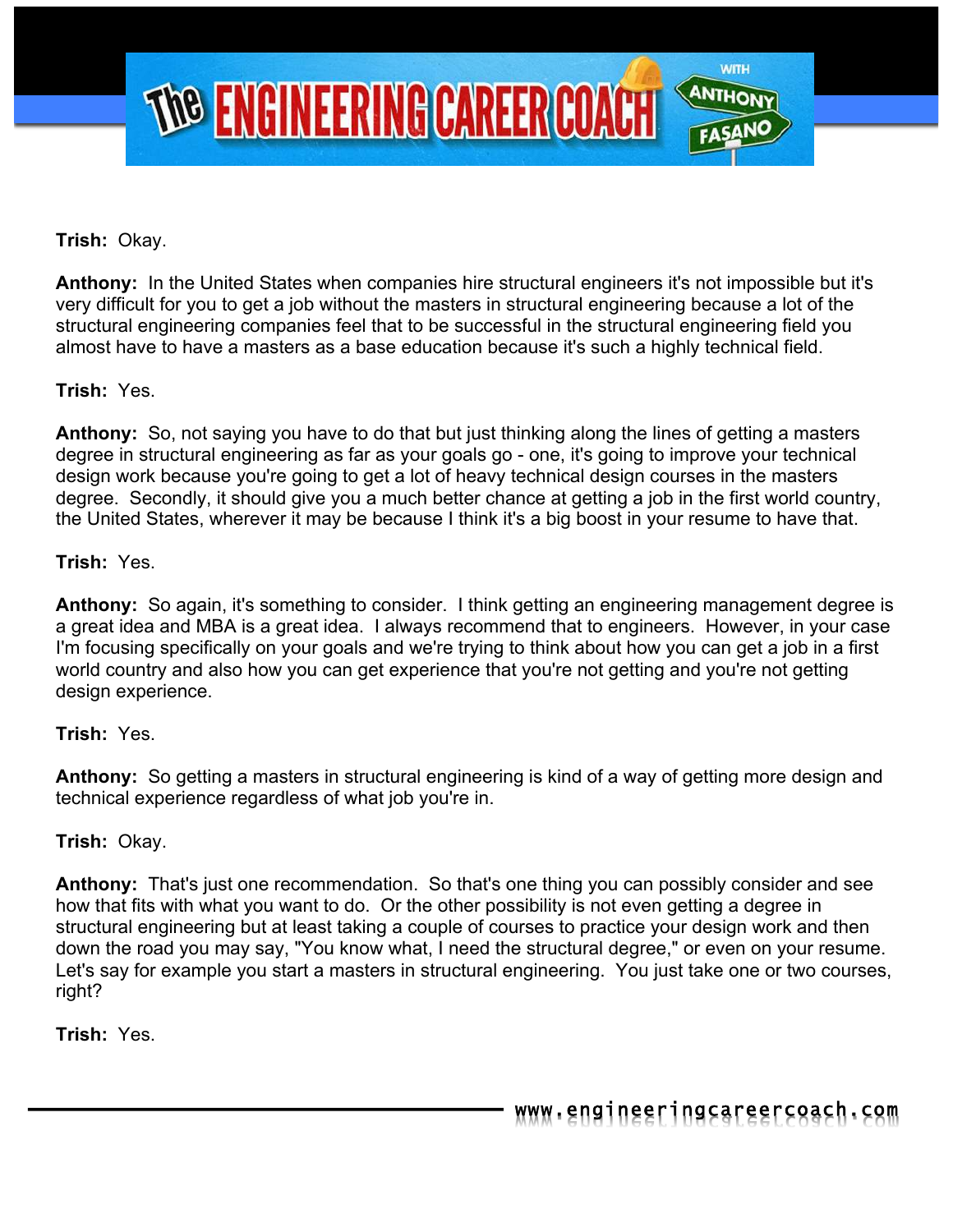**Trish:** Okay.

**Anthony:** In the United States when companies hire structural engineers it's not impossible but it's very difficult for you to get a job without the masters in structural engineering because a lot of the structural engineering companies feel that to be successful in the structural engineering field you almost have to have a masters as a base education because it's such a highly technical field.

**Trish:** Yes.

**Anthony:** So, not saying you have to do that but just thinking along the lines of getting a masters degree in structural engineering as far as your goals go - one, it's going to improve your technical design work because you're going to get a lot of heavy technical design courses in the masters degree. Secondly, it should give you a much better chance at getting a job in the first world country, the United States, wherever it may be because I think it's a big boost in your resume to have that.

**Trish:** Yes.

**Anthony:** So again, it's something to consider. I think getting an engineering management degree is a great idea and MBA is a great idea. I always recommend that to engineers. However, in your case I'm focusing specifically on your goals and we're trying to think about how you can get a job in a first world country and also how you can get experience that you're not getting and you're not getting design experience.

**Trish:** Yes.

**Anthony:** So getting a masters in structural engineering is kind of a way of getting more design and technical experience regardless of what job you're in.

**Trish:** Okay.

**Anthony:** That's just one recommendation. So that's one thing you can possibly consider and see how that fits with what you want to do. Or the other possibility is not even getting a degree in structural engineering but at least taking a couple of courses to practice your design work and then down the road you may say, "You know what, I need the structural degree," or even on your resume. Let's say for example you start a masters in structural engineering. You just take one or two courses, right?

**Trish:** Yes.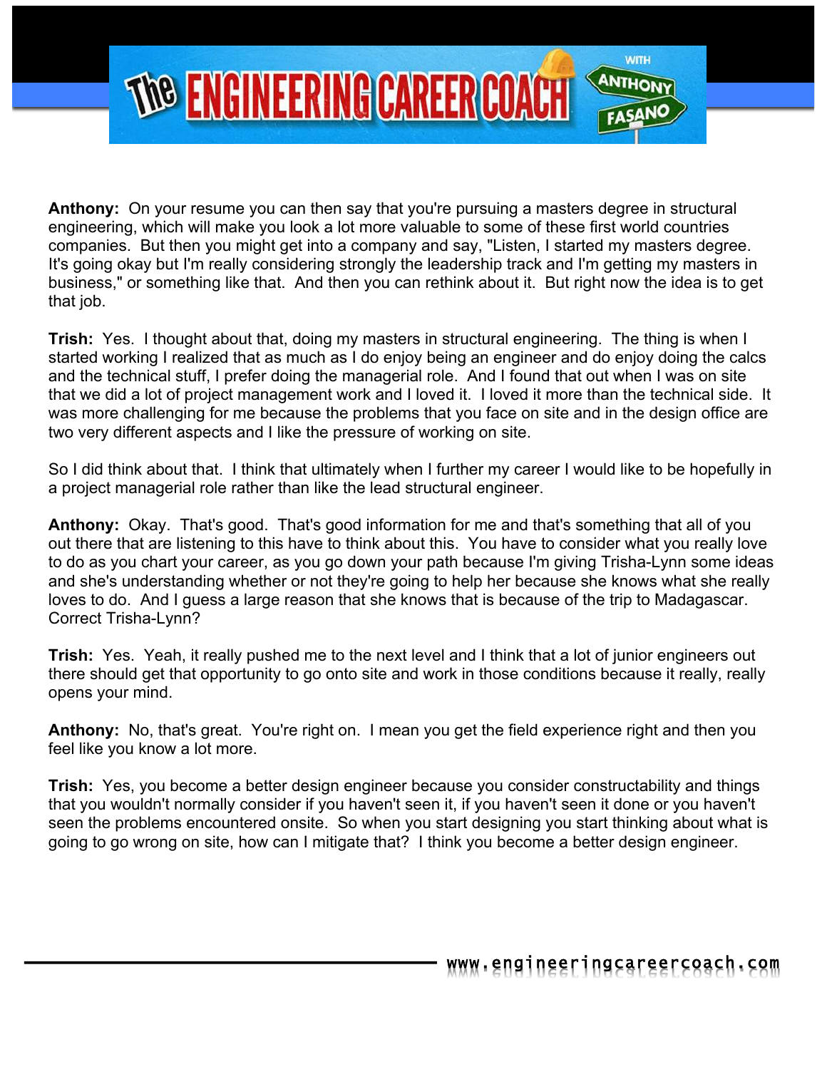**Anthony:** On your resume you can then say that you're pursuing a masters degree in structural engineering, which will make you look a lot more valuable to some of these first world countries companies. But then you might get into a company and say, "Listen, I started my masters degree. It's going okay but I'm really considering strongly the leadership track and I'm getting my masters in business," or something like that. And then you can rethink about it. But right now the idea is to get that job.

**Trish:** Yes. I thought about that, doing my masters in structural engineering. The thing is when I started working I realized that as much as I do enjoy being an engineer and do enjoy doing the calcs and the technical stuff, I prefer doing the managerial role. And I found that out when I was on site that we did a lot of project management work and I loved it. I loved it more than the technical side. It was more challenging for me because the problems that you face on site and in the design office are two very different aspects and I like the pressure of working on site.

So I did think about that. I think that ultimately when I further my career I would like to be hopefully in a project managerial role rather than like the lead structural engineer.

**Anthony:** Okay. That's good. That's good information for me and that's something that all of you out there that are listening to this have to think about this. You have to consider what you really love to do as you chart your career, as you go down your path because I'm giving Trisha-Lynn some ideas and she's understanding whether or not they're going to help her because she knows what she really loves to do. And I guess a large reason that she knows that is because of the trip to Madagascar. Correct Trisha-Lynn?

**Trish:** Yes. Yeah, it really pushed me to the next level and I think that a lot of junior engineers out there should get that opportunity to go onto site and work in those conditions because it really, really opens your mind.

**Anthony:** No, that's great. You're right on. I mean you get the field experience right and then you feel like you know a lot more.

**Trish:** Yes, you become a better design engineer because you consider constructability and things that you wouldn't normally consider if you haven't seen it, if you haven't seen it done or you haven't seen the problems encountered onsite. So when you start designing you start thinking about what is going to go wrong on site, how can I mitigate that? I think you become a better design engineer.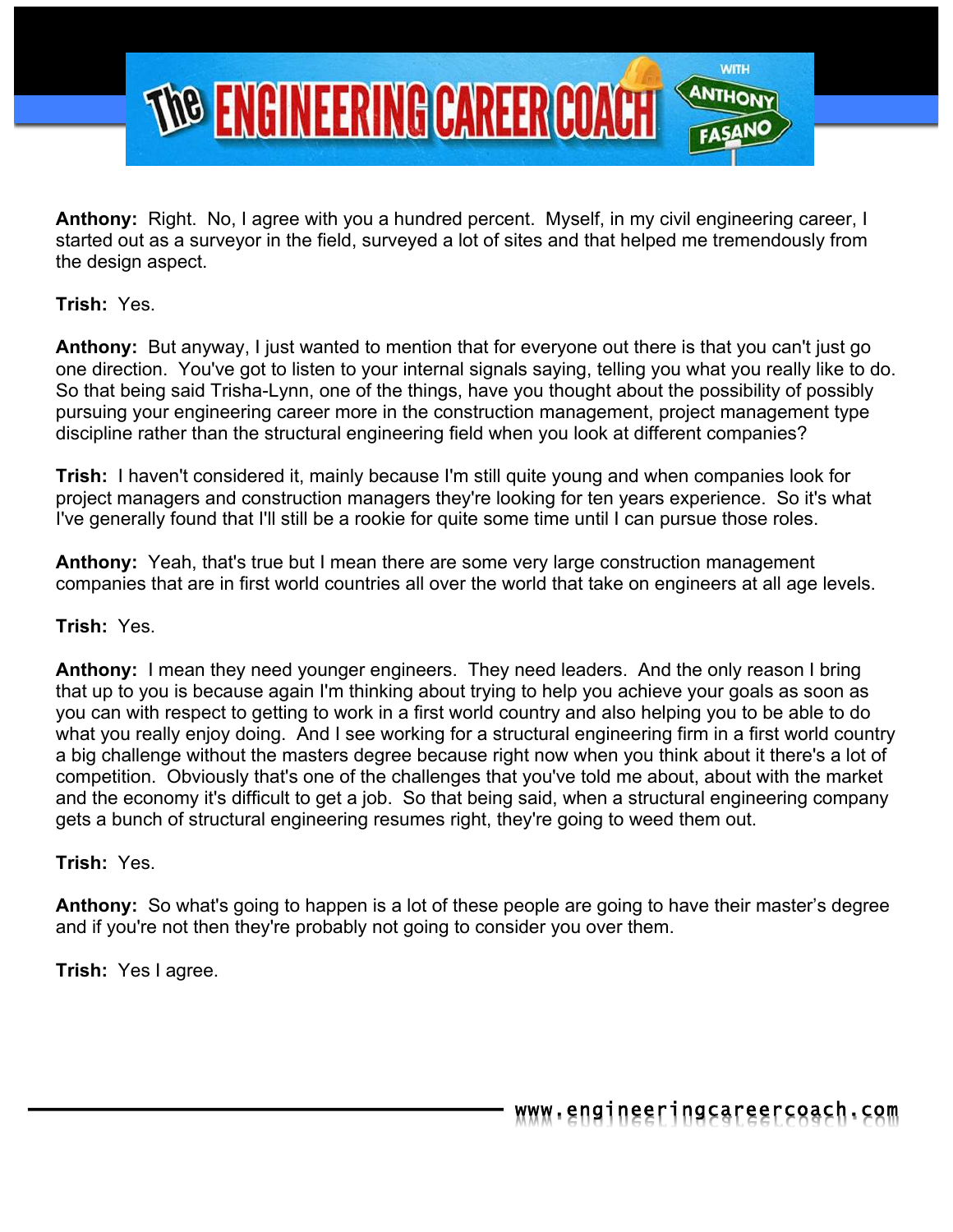**Anthony:** Right. No, I agree with you a hundred percent. Myself, in my civil engineering career, I started out as a surveyor in the field, surveyed a lot of sites and that helped me tremendously from the design aspect.

**Trish:** Yes.

**Anthony:** But anyway, I just wanted to mention that for everyone out there is that you can't just go one direction. You've got to listen to your internal signals saying, telling you what you really like to do. So that being said Trisha-Lynn, one of the things, have you thought about the possibility of possibly pursuing your engineering career more in the construction management, project management type discipline rather than the structural engineering field when you look at different companies?

**Trish:** I haven't considered it, mainly because I'm still quite young and when companies look for project managers and construction managers they're looking for ten years experience. So it's what I've generally found that I'll still be a rookie for quite some time until I can pursue those roles.

**Anthony:** Yeah, that's true but I mean there are some very large construction management companies that are in first world countries all over the world that take on engineers at all age levels.

**Trish:** Yes.

**Anthony:** I mean they need younger engineers. They need leaders. And the only reason I bring that up to you is because again I'm thinking about trying to help you achieve your goals as soon as you can with respect to getting to work in a first world country and also helping you to be able to do what you really enjoy doing. And I see working for a structural engineering firm in a first world country a big challenge without the masters degree because right now when you think about it there's a lot of competition. Obviously that's one of the challenges that you've told me about, about with the market and the economy it's difficult to get a job. So that being said, when a structural engineering company gets a bunch of structural engineering resumes right, they're going to weed them out.

**Trish:** Yes.

**Anthony:** So what's going to happen is a lot of these people are going to have their master's degree and if you're not then they're probably not going to consider you over them.

**Trish:** Yes I agree.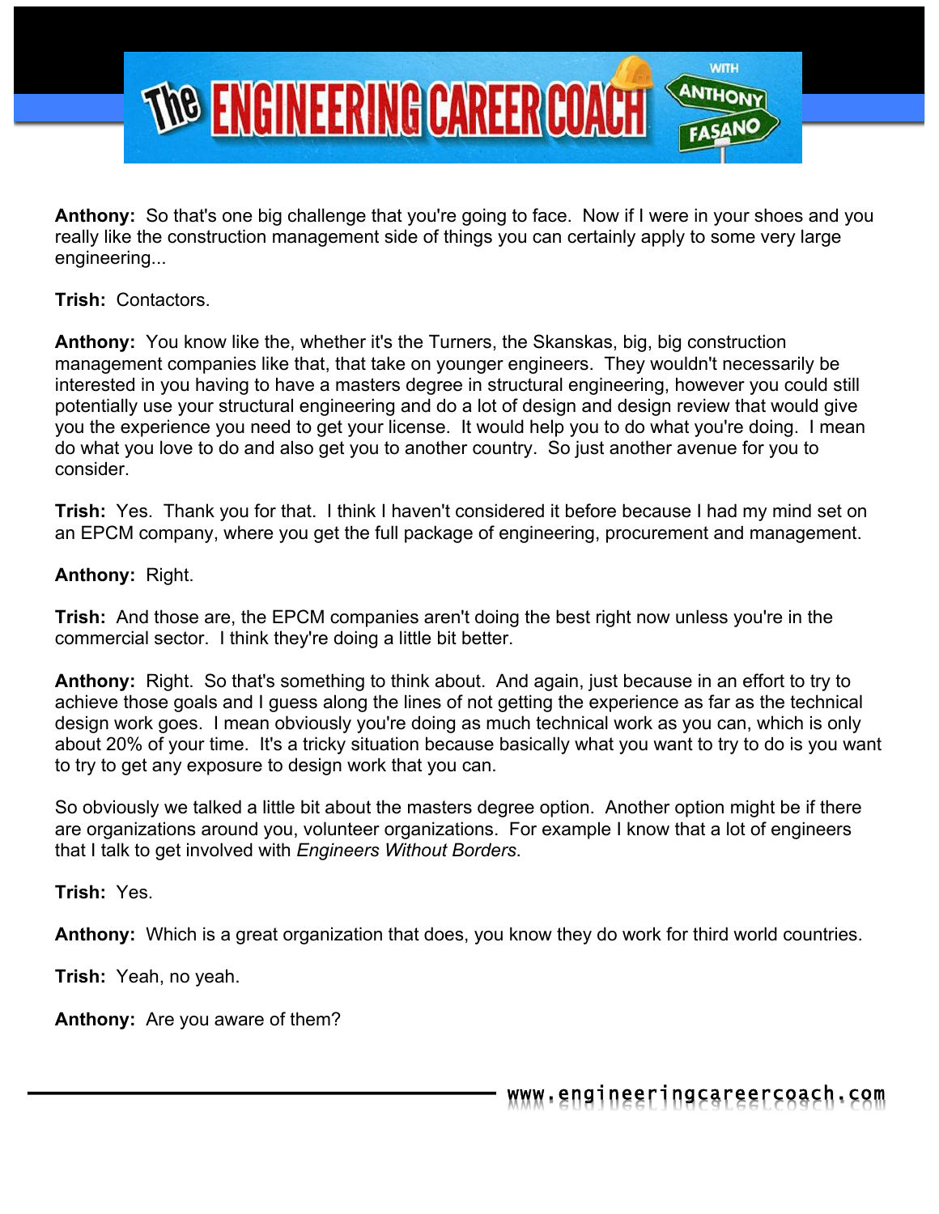**Anthony:** So that's one big challenge that you're going to face. Now if I were in your shoes and you really like the construction management side of things you can certainly apply to some very large engineering...

**Trish:** Contactors.

**Anthony:** You know like the, whether it's the Turners, the Skanskas, big, big construction management companies like that, that take on younger engineers. They wouldn't necessarily be interested in you having to have a masters degree in structural engineering, however you could still potentially use your structural engineering and do a lot of design and design review that would give you the experience you need to get your license. It would help you to do what you're doing. I mean do what you love to do and also get you to another country. So just another avenue for you to consider.

**Trish:** Yes. Thank you for that. I think I haven't considered it before because I had my mind set on an EPCM company, where you get the full package of engineering, procurement and management.

**Anthony:** Right.

**Trish:** And those are, the EPCM companies aren't doing the best right now unless you're in the commercial sector. I think they're doing a little bit better.

**Anthony:** Right. So that's something to think about. And again, just because in an effort to try to achieve those goals and I guess along the lines of not getting the experience as far as the technical design work goes. I mean obviously you're doing as much technical work as you can, which is only about 20% of your time. It's a tricky situation because basically what you want to try to do is you want to try to get any exposure to design work that you can.

So obviously we talked a little bit about the masters degree option. Another option might be if there are organizations around you, volunteer organizations. For example I know that a lot of engineers that I talk to get involved with *Engineers Without Borders*.

**Trish:** Yes.

**Anthony:** Which is a great organization that does, you know they do work for third world countries.

**Trish:** Yeah, no yeah.

**Anthony:** Are you aware of them?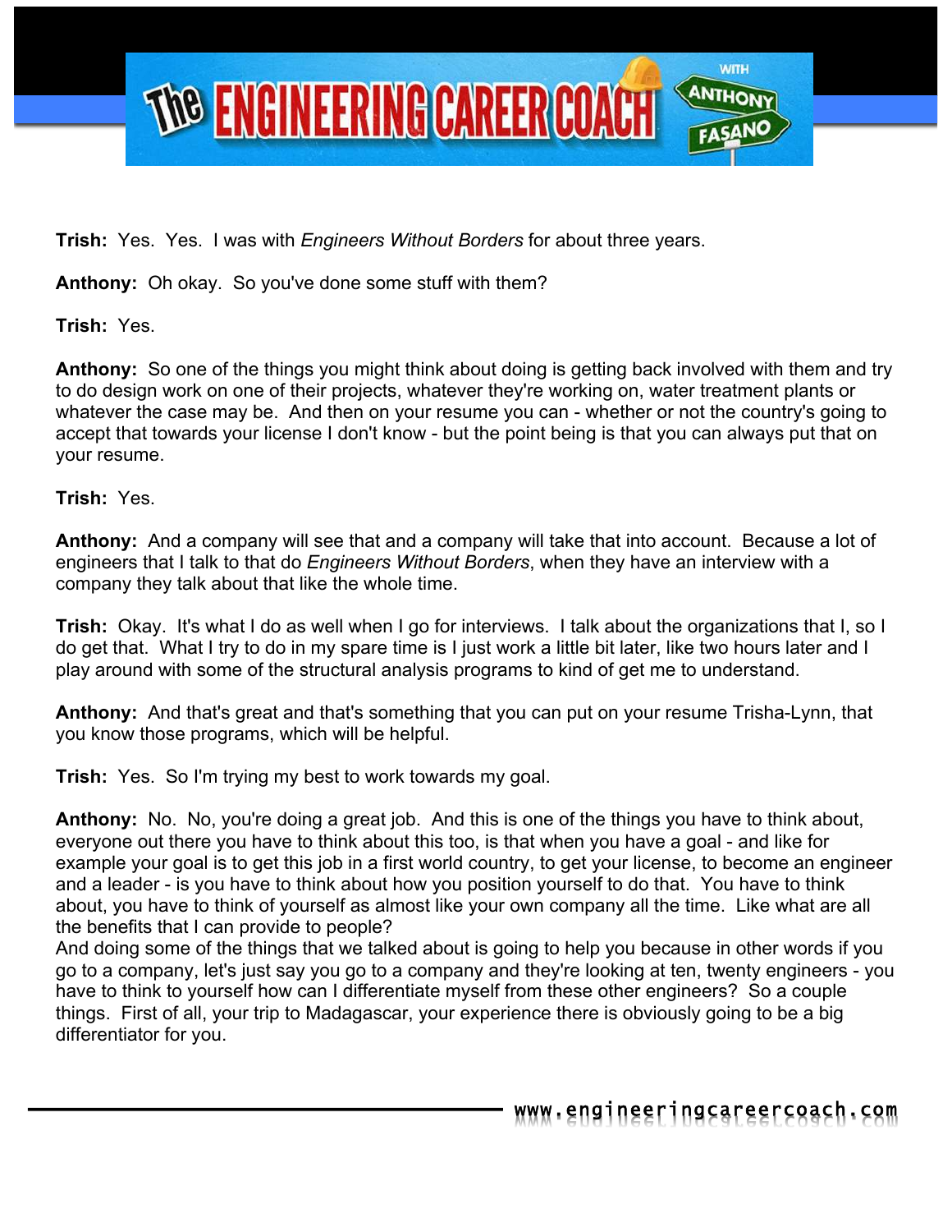**Trish:** Yes. Yes. I was with *Engineers Without Borders* for about three years.

**Anthony:** Oh okay. So you've done some stuff with them?

**Trish:** Yes.

**Anthony:** So one of the things you might think about doing is getting back involved with them and try to do design work on one of their projects, whatever they're working on, water treatment plants or whatever the case may be. And then on your resume you can - whether or not the country's going to accept that towards your license I don't know - but the point being is that you can always put that on your resume.

**Trish:** Yes.

**Anthony:** And a company will see that and a company will take that into account. Because a lot of engineers that I talk to that do *Engineers Without Borders*, when they have an interview with a company they talk about that like the whole time.

**Trish:** Okay. It's what I do as well when I go for interviews. I talk about the organizations that I, so I do get that. What I try to do in my spare time is I just work a little bit later, like two hours later and I play around with some of the structural analysis programs to kind of get me to understand.

**Anthony:** And that's great and that's something that you can put on your resume Trisha-Lynn, that you know those programs, which will be helpful.

**Trish:** Yes. So I'm trying my best to work towards my goal.

**Anthony:** No. No, you're doing a great job. And this is one of the things you have to think about, everyone out there you have to think about this too, is that when you have a goal - and like for example your goal is to get this job in a first world country, to get your license, to become an engineer and a leader - is you have to think about how you position yourself to do that. You have to think about, you have to think of yourself as almost like your own company all the time. Like what are all the benefits that I can provide to people?
And doing some of the things that we talked about is going to help you because in other words if you go to a company, let's just say you go to a company and they're looking at ten, twenty engineers - you have to think to yourself how can I differentiate myself from these other engineers? So a couple things. First of all, your trip to Madagascar, your experience there is obviously going to be a big differentiator for you.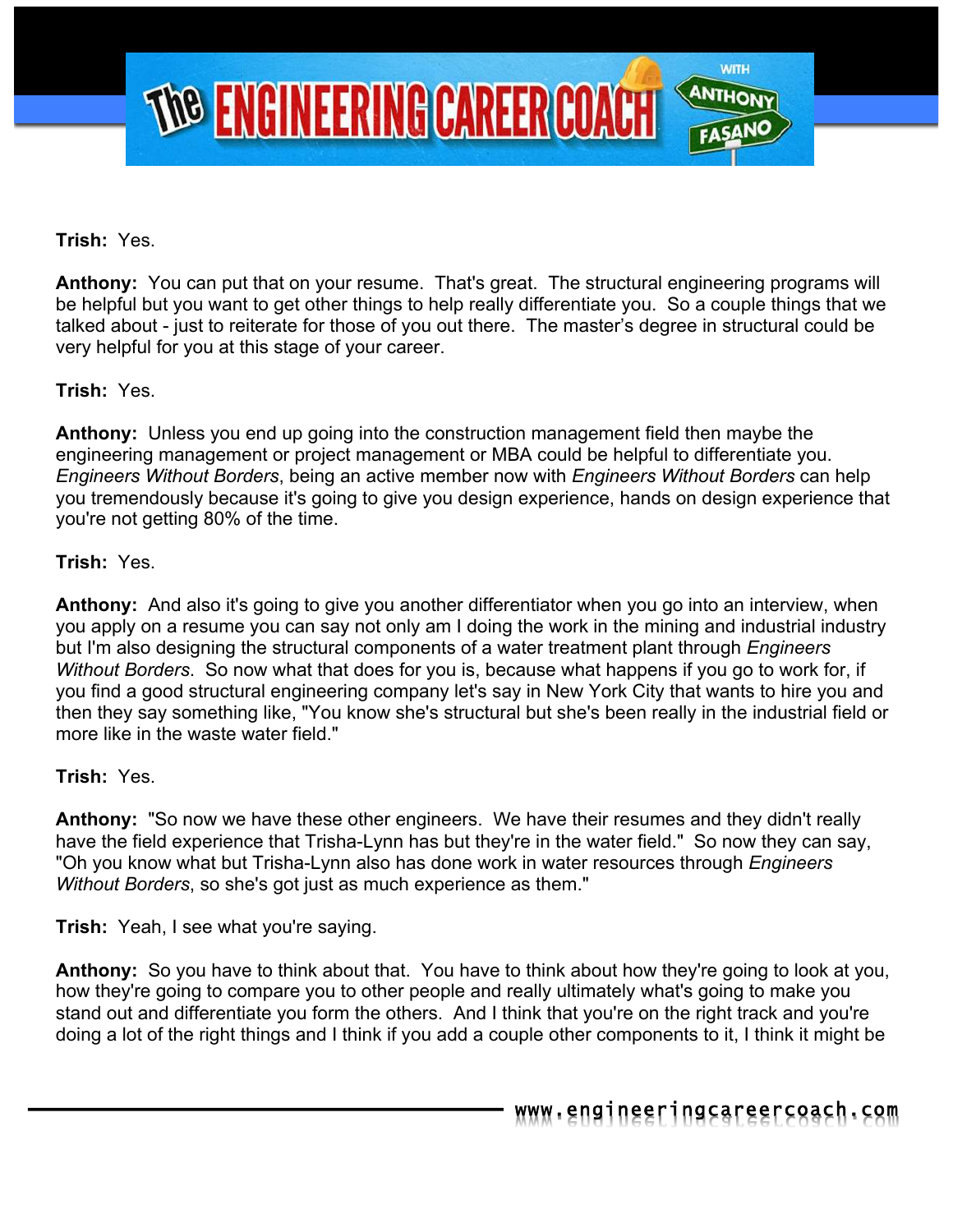**Trish:** Yes.

**Anthony:** You can put that on your resume. That's great. The structural engineering programs will be helpful but you want to get other things to help really differentiate you. So a couple things that we talked about - just to reiterate for those of you out there. The master's degree in structural could be very helpful for you at this stage of your career.

**Trish:** Yes.

**Anthony:** Unless you end up going into the construction management field then maybe the engineering management or project management or MBA could be helpful to differentiate you. *Engineers Without Borders*, being an active member now with *Engineers Without Borders* can help you tremendously because it's going to give you design experience, hands on design experience that you're not getting 80% of the time.

**Trish:** Yes.

**Anthony:** And also it's going to give you another differentiator when you go into an interview, when you apply on a resume you can say not only am I doing the work in the mining and industrial industry but I'm also designing the structural components of a water treatment plant through *Engineers Without Borders*. So now what that does for you is, because what happens if you go to work for, if you find a good structural engineering company let's say in New York City that wants to hire you and then they say something like, "You know she's structural but she's been really in the industrial field or more like in the waste water field."

**Trish:** Yes.

**Anthony:** "So now we have these other engineers. We have their resumes and they didn't really have the field experience that Trisha-Lynn has but they're in the water field." So now they can say, "Oh you know what but Trisha-Lynn also has done work in water resources through *Engineers Without Borders*, so she's got just as much experience as them."

**Trish:** Yeah, I see what you're saying.

**Anthony:** So you have to think about that. You have to think about how they're going to look at you, how they're going to compare you to other people and really ultimately what's going to make you stand out and differentiate you form the others. And I think that you're on the right track and you're doing a lot of the right things and I think if you add a couple other components to it, I think it might be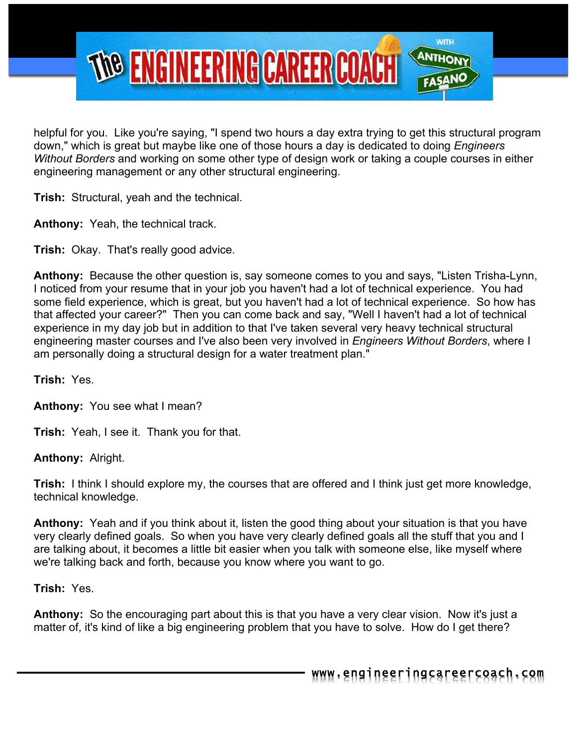helpful for you. Like you're saying, "I spend two hours a day extra trying to get this structural program down," which is great but maybe like one of those hours a day is dedicated to doing *Engineers Without Borders* and working on some other type of design work or taking a couple courses in either engineering management or any other structural engineering.

**Trish:** Structural, yeah and the technical.

**Anthony:** Yeah, the technical track.

**Trish:** Okay. That's really good advice.

**Anthony:** Because the other question is, say someone comes to you and says, "Listen Trisha-Lynn, I noticed from your resume that in your job you haven't had a lot of technical experience. You had some field experience, which is great, but you haven't had a lot of technical experience. So how has that affected your career?" Then you can come back and say, "Well I haven't had a lot of technical experience in my day job but in addition to that I've taken several very heavy technical structural engineering master courses and I've also been very involved in *Engineers Without Borders*, where I am personally doing a structural design for a water treatment plan."

**Trish:** Yes.

**Anthony:** You see what I mean?

**Trish:** Yeah, I see it. Thank you for that.

**Anthony:** Alright.

**Trish:** I think I should explore my, the courses that are offered and I think just get more knowledge, technical knowledge.

**Anthony:** Yeah and if you think about it, listen the good thing about your situation is that you have very clearly defined goals. So when you have very clearly defined goals all the stuff that you and I are talking about, it becomes a little bit easier when you talk with someone else, like myself where we're talking back and forth, because you know where you want to go.

**Trish:** Yes.

**Anthony:** So the encouraging part about this is that you have a very clear vision. Now it's just a matter of, it's kind of like a big engineering problem that you have to solve. How do I get there?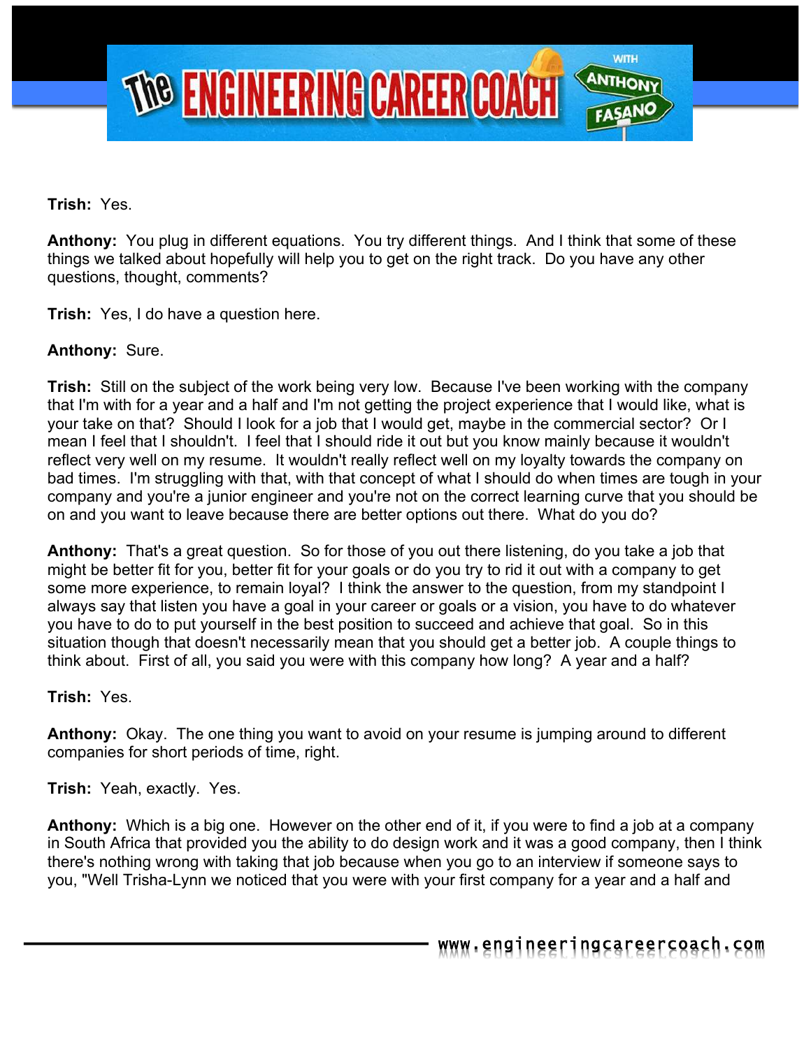**Trish:** Yes.

**Anthony:** You plug in different equations. You try different things. And I think that some of these things we talked about hopefully will help you to get on the right track. Do you have any other questions, thought, comments?

**Trish:** Yes, I do have a question here.

**Anthony:** Sure.

**Trish:** Still on the subject of the work being very low. Because I've been working with the company that I'm with for a year and a half and I'm not getting the project experience that I would like, what is your take on that? Should I look for a job that I would get, maybe in the commercial sector? Or I mean I feel that I shouldn't. I feel that I should ride it out but you know mainly because it wouldn't reflect very well on my resume. It wouldn't really reflect well on my loyalty towards the company on bad times. I'm struggling with that, with that concept of what I should do when times are tough in your company and you're a junior engineer and you're not on the correct learning curve that you should be on and you want to leave because there are better options out there. What do you do?

**Anthony:** That's a great question. So for those of you out there listening, do you take a job that might be better fit for you, better fit for your goals or do you try to rid it out with a company to get some more experience, to remain loyal? I think the answer to the question, from my standpoint I always say that listen you have a goal in your career or goals or a vision, you have to do whatever you have to do to put yourself in the best position to succeed and achieve that goal. So in this situation though that doesn't necessarily mean that you should get a better job. A couple things to think about. First of all, you said you were with this company how long? A year and a half?

**Trish:** Yes.

**Anthony:** Okay. The one thing you want to avoid on your resume is jumping around to different companies for short periods of time, right.

**Trish:** Yeah, exactly. Yes.

**Anthony:** Which is a big one. However on the other end of it, if you were to find a job at a company in South Africa that provided you the ability to do design work and it was a good company, then I think there's nothing wrong with taking that job because when you go to an interview if someone says to you, "Well Trisha-Lynn we noticed that you were with your first company for a year and a half and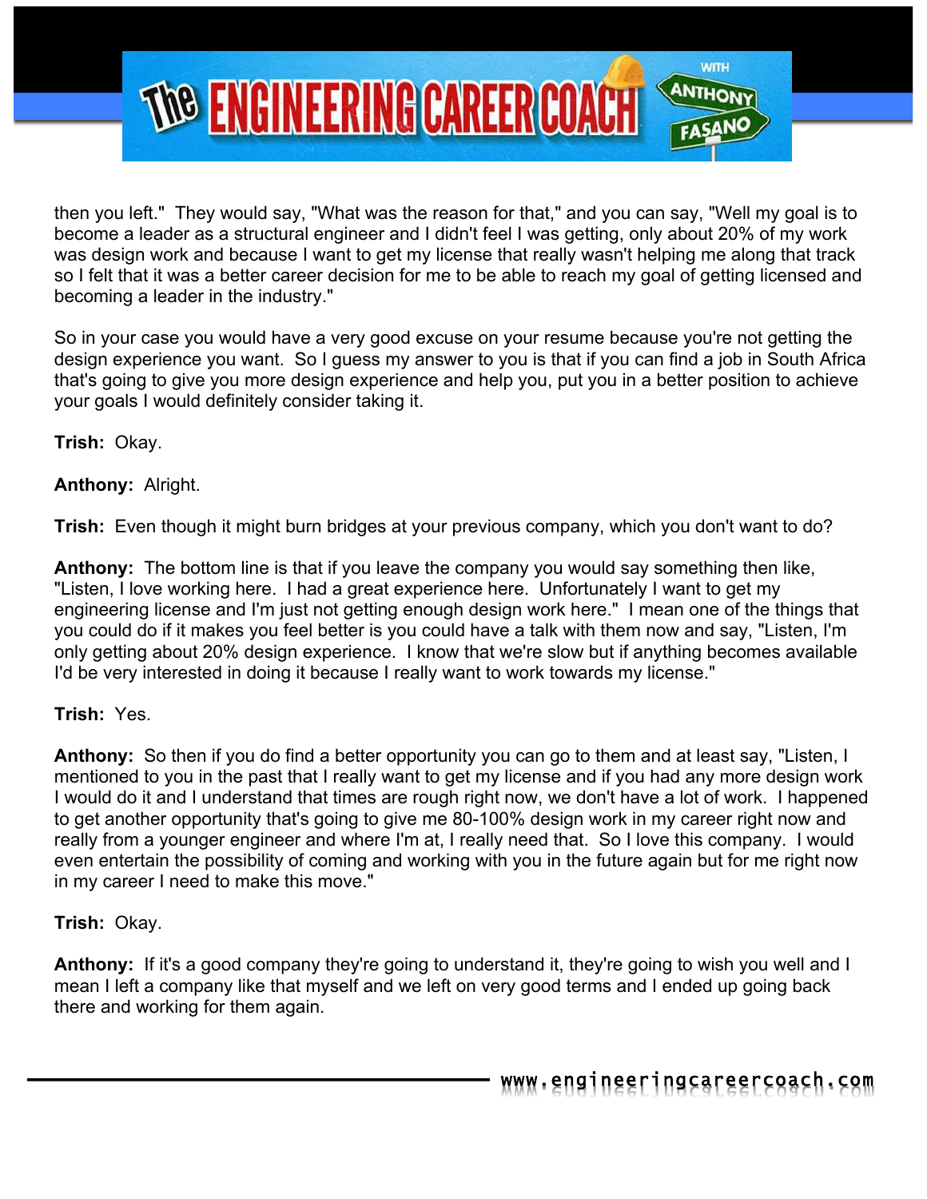then you left." They would say, "What was the reason for that," and you can say, "Well my goal is to become a leader as a structural engineer and I didn't feel I was getting, only about 20% of my work was design work and because I want to get my license that really wasn't helping me along that track so I felt that it was a better career decision for me to be able to reach my goal of getting licensed and becoming a leader in the industry."

So in your case you would have a very good excuse on your resume because you're not getting the design experience you want. So I guess my answer to you is that if you can find a job in South Africa that's going to give you more design experience and help you, put you in a better position to achieve your goals I would definitely consider taking it.

**Trish:** Okay.

**Anthony:** Alright.

**Trish:** Even though it might burn bridges at your previous company, which you don't want to do?

**Anthony:** The bottom line is that if you leave the company you would say something then like, "Listen, I love working here. I had a great experience here. Unfortunately I want to get my engineering license and I'm just not getting enough design work here." I mean one of the things that you could do if it makes you feel better is you could have a talk with them now and say, "Listen, I'm only getting about 20% design experience. I know that we're slow but if anything becomes available I'd be very interested in doing it because I really want to work towards my license."

**Trish:** Yes.

**Anthony:** So then if you do find a better opportunity you can go to them and at least say, "Listen, I mentioned to you in the past that I really want to get my license and if you had any more design work I would do it and I understand that times are rough right now, we don't have a lot of work. I happened to get another opportunity that's going to give me 80-100% design work in my career right now and really from a younger engineer and where I'm at, I really need that. So I love this company. I would even entertain the possibility of coming and working with you in the future again but for me right now in my career I need to make this move."

**Trish:** Okay.

**Anthony:** If it's a good company they're going to understand it, they're going to wish you well and I mean I left a company like that myself and we left on very good terms and I ended up going back there and working for them again.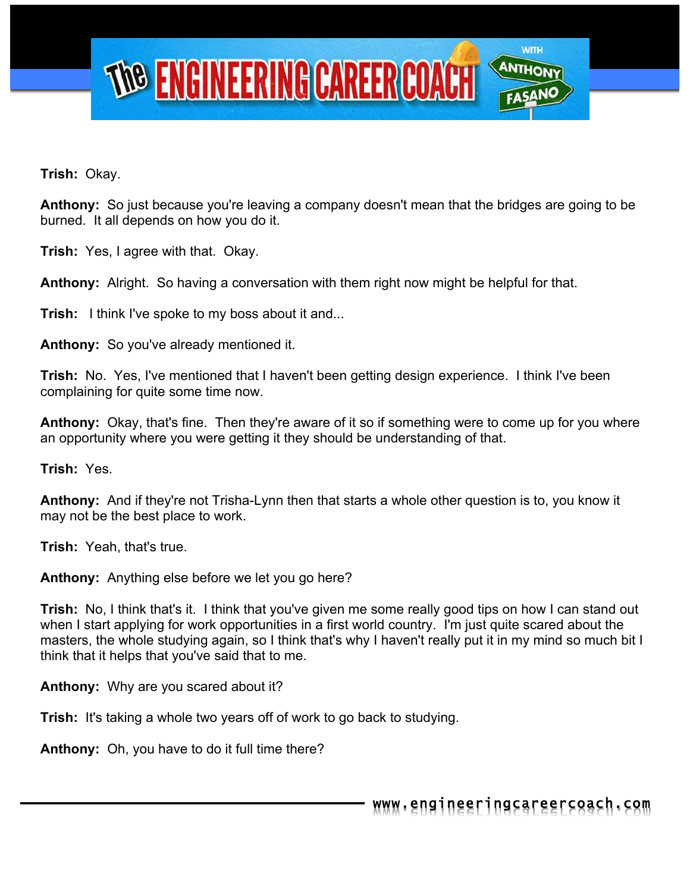**Trish:** Okay.

**Anthony:** So just because you're leaving a company doesn't mean that the bridges are going to be burned. It all depends on how you do it.

**Trish:** Yes, I agree with that. Okay.

**Anthony:** Alright. So having a conversation with them right now might be helpful for that.

**Trish:** I think I've spoke to my boss about it and...

**Anthony:** So you've already mentioned it.

**Trish:** No. Yes, I've mentioned that I haven't been getting design experience. I think I've been complaining for quite some time now.

**Anthony:** Okay, that's fine. Then they're aware of it so if something were to come up for you where an opportunity where you were getting it they should be understanding of that.

**Trish:** Yes.

**Anthony:** And if they're not Trisha-Lynn then that starts a whole other question is to, you know it may not be the best place to work.

**Trish:** Yeah, that's true.

**Anthony:** Anything else before we let you go here?

**Trish:** No, I think that's it. I think that you've given me some really good tips on how I can stand out when I start applying for work opportunities in a first world country. I'm just quite scared about the masters, the whole studying again, so I think that's why I haven't really put it in my mind so much bit I think that it helps that you've said that to me.

**Anthony:** Why are you scared about it?

**Trish:** It's taking a whole two years off of work to go back to studying.

**Anthony:** Oh, you have to do it full time there?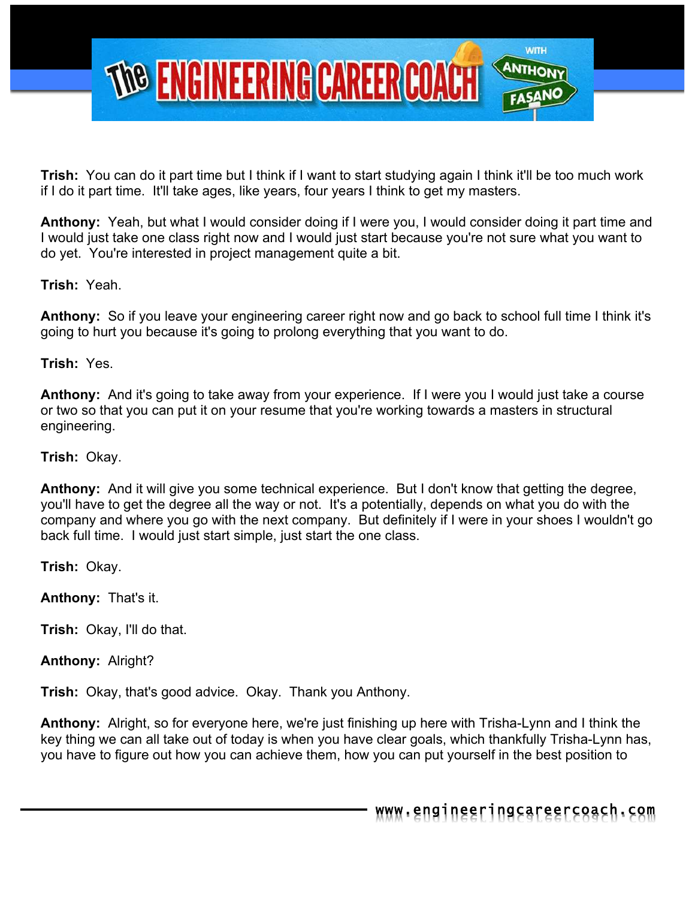**Trish:** You can do it part time but I think if I want to start studying again I think it'll be too much work if I do it part time. It'll take ages, like years, four years I think to get my masters.

**Anthony:** Yeah, but what I would consider doing if I were you, I would consider doing it part time and I would just take one class right now and I would just start because you're not sure what you want to do yet. You're interested in project management quite a bit.

**Trish:** Yeah.

**Anthony:** So if you leave your engineering career right now and go back to school full time I think it's going to hurt you because it's going to prolong everything that you want to do.

**Trish:** Yes.

**Anthony:** And it's going to take away from your experience. If I were you I would just take a course or two so that you can put it on your resume that you're working towards a masters in structural engineering.

**Trish:** Okay.

**Anthony:** And it will give you some technical experience. But I don't know that getting the degree, you'll have to get the degree all the way or not. It's a potentially, depends on what you do with the company and where you go with the next company. But definitely if I were in your shoes I wouldn't go back full time. I would just start simple, just start the one class.

**Trish:** Okay.

**Anthony:** That's it.

**Trish:** Okay, I'll do that.

**Anthony:** Alright?

**Trish:** Okay, that's good advice. Okay. Thank you Anthony.

**Anthony:** Alright, so for everyone here, we're just finishing up here with Trisha-Lynn and I think the key thing we can all take out of today is when you have clear goals, which thankfully Trisha-Lynn has, you have to figure out how you can achieve them, how you can put yourself in the best position to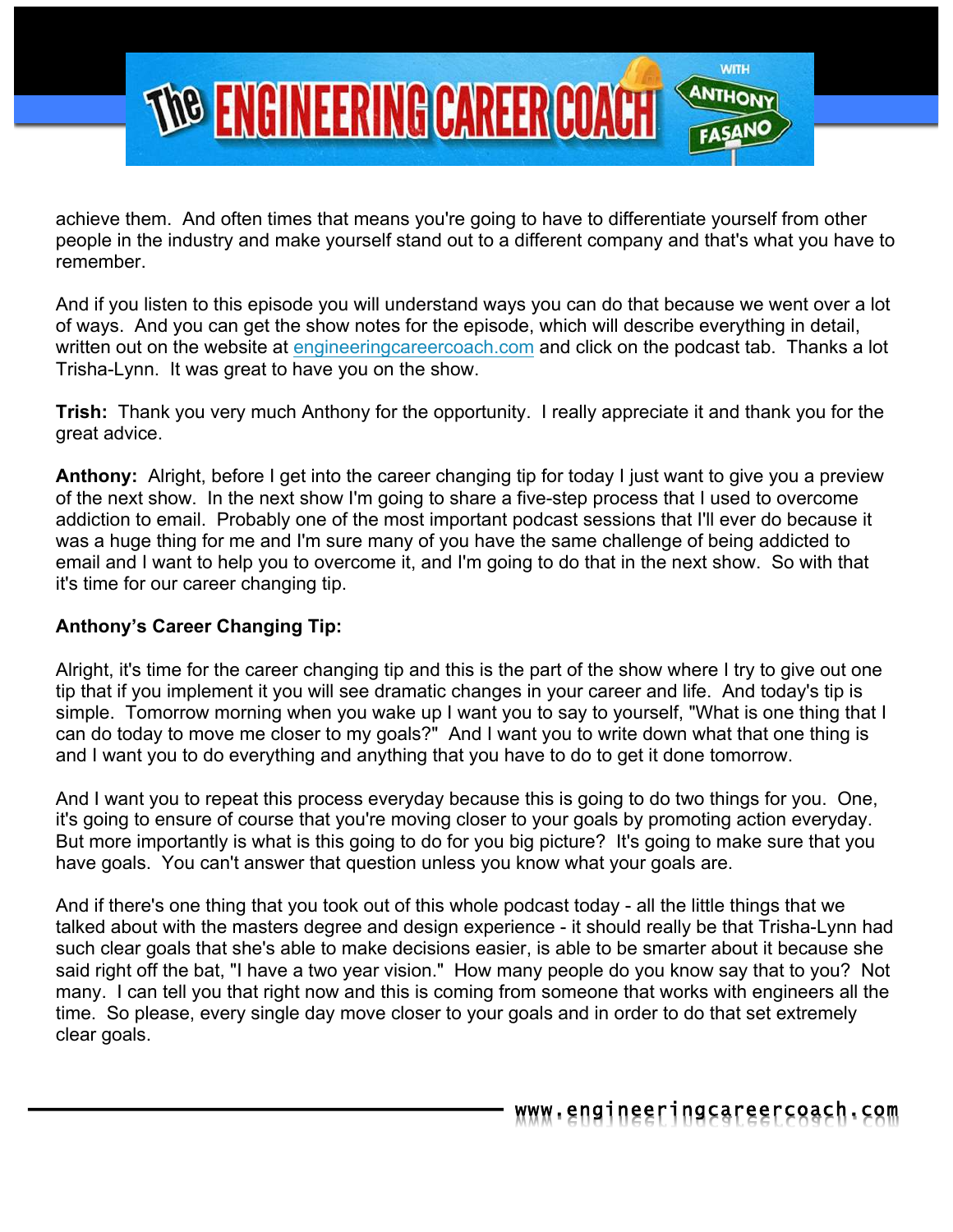achieve them. And often times that means you're going to have to differentiate yourself from other people in the industry and make yourself stand out to a different company and that's what you have to remember.

And if you listen to this episode you will understand ways you can do that because we went over a lot of ways. And you can get the show notes for the episode, which will describe everything in detail, written out on the website at engineeringcareercoach.com and click on the podcast tab. Thanks a lot Trisha-Lynn. It was great to have you on the show.

**Trish:** Thank you very much Anthony for the opportunity. I really appreciate it and thank you for the great advice.

**Anthony:** Alright, before I get into the career changing tip for today I just want to give you a preview of the next show. In the next show I'm going to share a five-step process that I used to overcome addiction to email. Probably one of the most important podcast sessions that I'll ever do because it was a huge thing for me and I'm sure many of you have the same challenge of being addicted to email and I want to help you to overcome it, and I'm going to do that in the next show. So with that it's time for our career changing tip.

**Anthony's Career Changing Tip:**

Alright, it's time for the career changing tip and this is the part of the show where I try to give out one tip that if you implement it you will see dramatic changes in your career and life. And today's tip is simple. Tomorrow morning when you wake up I want you to say to yourself, "What is one thing that I can do today to move me closer to my goals?" And I want you to write down what that one thing is and I want you to do everything and anything that you have to do to get it done tomorrow.

And I want you to repeat this process everyday because this is going to do two things for you. One, it's going to ensure of course that you're moving closer to your goals by promoting action everyday. But more importantly is what is this going to do for you big picture? It's going to make sure that you have goals. You can't answer that question unless you know what your goals are.

And if there's one thing that you took out of this whole podcast today - all the little things that we talked about with the masters degree and design experience - it should really be that Trisha-Lynn had such clear goals that she's able to make decisions easier, is able to be smarter about it because she said right off the bat, "I have a two year vision." How many people do you know say that to you? Not many. I can tell you that right now and this is coming from someone that works with engineers all the time. So please, every single day move closer to your goals and in order to do that set extremely clear goals.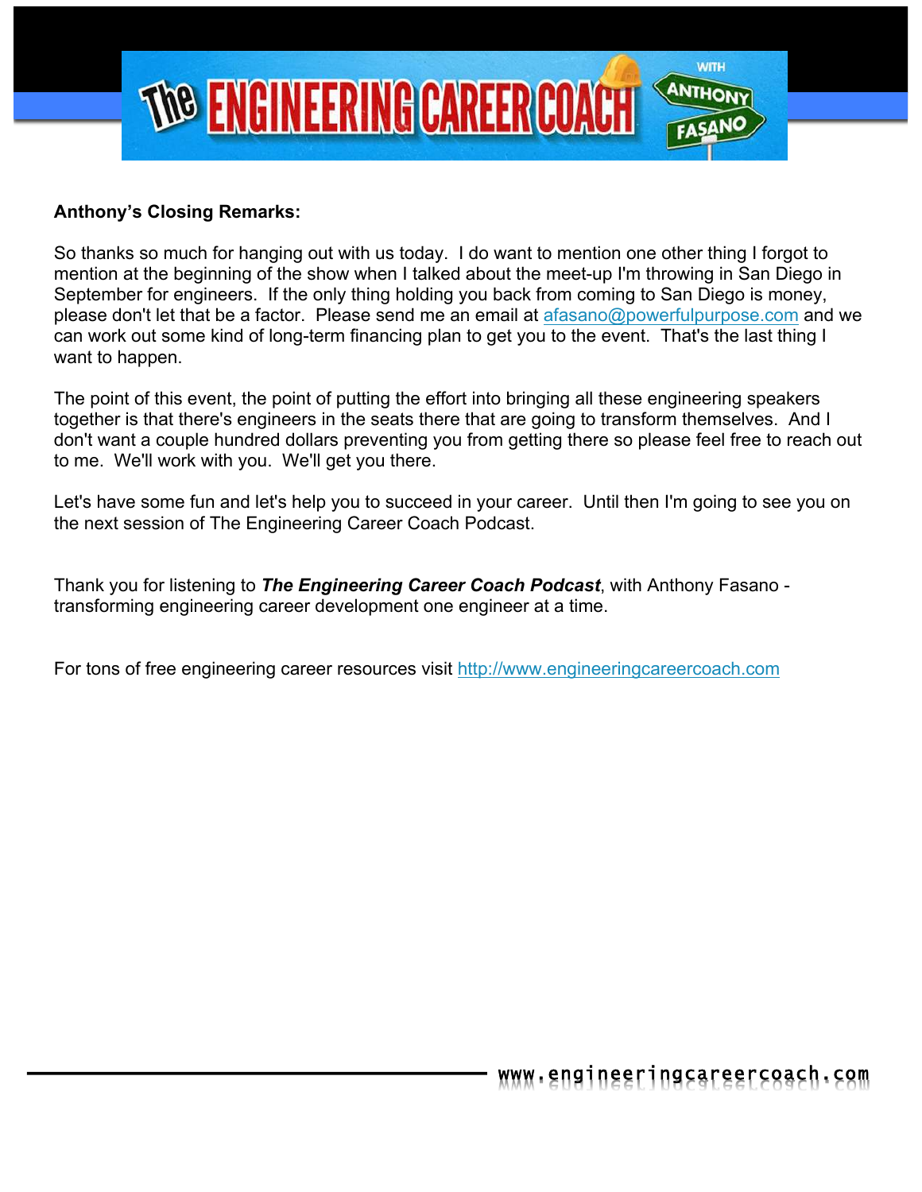**Anthony's Closing Remarks:**

So thanks so much for hanging out with us today. I do want to mention one other thing I forgot to mention at the beginning of the show when I talked about the meet-up I'm throwing in San Diego in September for engineers. If the only thing holding you back from coming to San Diego is money, please don't let that be a factor. Please send me an email at afasano@powerfulpurpose.com and we can work out some kind of long-term financing plan to get you to the event. That's the last thing I want to happen.

The point of this event, the point of putting the effort into bringing all these engineering speakers together is that there's engineers in the seats there that are going to transform themselves. And I don't want a couple hundred dollars preventing you from getting there so please feel free to reach out to me. We'll work with you. We'll get you there.

Let's have some fun and let's help you to succeed in your career. Until then I'm going to see you on the next session of The Engineering Career Coach Podcast.

Thank you for listening to ***The Engineering Career Coach Podcast***, with Anthony Fasano - transforming engineering career development one engineer at a time.

For tons of free engineering career resources visit http://www.engineeringcareercoach.com